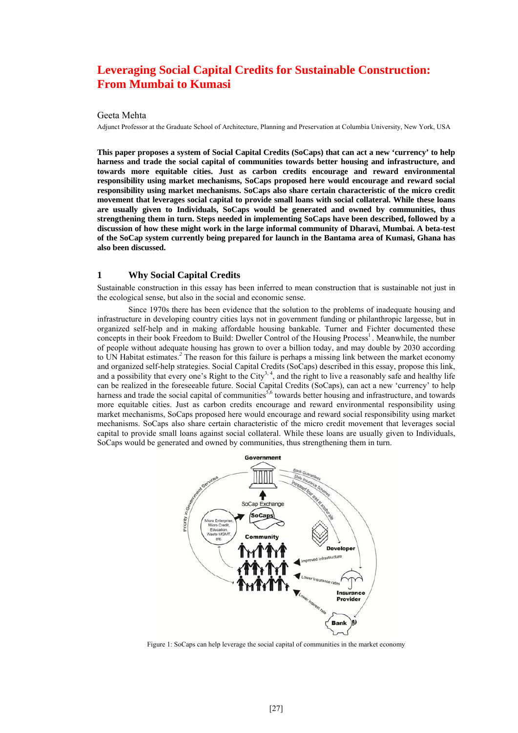# Leveraging Social Capital Credits for Sustainable Construction: From Mumbai to Kumasi

Geeta Mehta

Adjunct Professor at the Graduate School of Architecture, Planning and Preservation at Columbia University, New York, USA

**This paper proposes a system of Social Capital Credits (SoCaps) that can act a new 'currency' to help harness and trade the social capital of communities towards better housing and infrastructure, and towards more equitable cities. Just as carbon credits encourage and reward environmental responsibility using market mechanisms, SoCaps proposed here would encourage and reward social responsibility using market mechanisms. SoCaps also share certain characteristic of the micro credit movement that leverages social capital to provide small loans with social collateral. While these loans are usually given to Individuals, SoCaps would be generated and owned by communities, thus strengthening them in turn. Steps needed in implementing SoCaps have been described, followed by a discussion of how these might work in the large informal community of Dharavi, Mumbai. A beta-test of the SoCap system currently being prepared for launch in the Bantama area of Kumasi, Ghana has also been discussed.**

## 1 Why Social Capital Credits

Sustainable construction in this essay has been inferred to mean construction that is sustainable not just in the ecological sense, but also in the social and economic sense.

Since 1970s there has been evidence that the solution to the problems of inadequate housing and infrastructure in developing country cities lays not in government funding or philanthropic largesse, but in organized self-help and in making affordable housing bankable. Turner and Fichter documented these concepts in their book Freedom to Build: Dweller Control of the Housing Process[1]. Meanwhile, the number of people without adequate housing has grown to over a billion today, and may double by 2030 according to UN Habitat estimates.[2] The reason for this failure is perhaps a missing link between the market economy and organized self-help strategies. Social Capital Credits (SoCaps) described in this essay, propose this link, and a possibility that every one's Right to the City[3, 4], and the right to live a reasonably safe and healthy life can be realized in the foreseeable future. Social Capital Credits (SoCaps), can act a new 'currency' to help harness and trade the social capital of communities[5,6] towards better housing and infrastructure, and towards more equitable cities. Just as carbon credits encourage and reward environmental responsibility using market mechanisms, SoCaps proposed here would encourage and reward social responsibility using market mechanisms. SoCaps also share certain characteristic of the micro credit movement that leverages social capital to provide small loans against social collateral. While these loans are usually given to Individuals, SoCaps would be generated and owned by communities, thus strengthening them in turn.

Figure 1: SoCaps can help leverage the social capital of communities in the market economy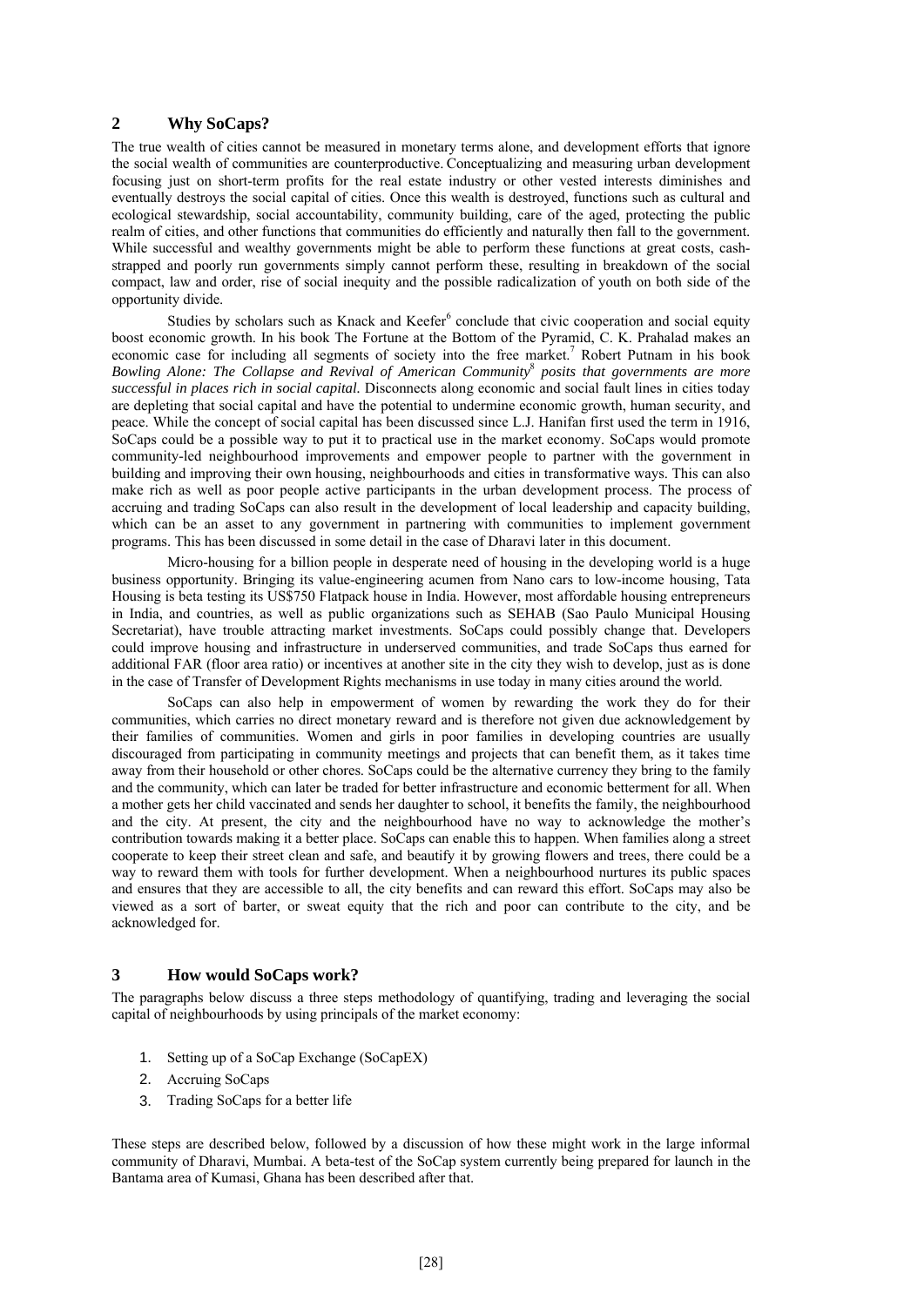## 2 Why SoCaps?

The true wealth of cities cannot be measured in monetary terms alone, and development efforts that ignore the social wealth of communities are counterproductive. Conceptualizing and measuring urban development focusing just on short-term profits for the real estate industry or other vested interests diminishes and eventually destroys the social capital of cities. Once this wealth is destroyed, functions such as cultural and ecological stewardship, social accountability, community building, care of the aged, protecting the public realm of cities, and other functions that communities do efficiently and naturally then fall to the government. While successful and wealthy governments might be able to perform these functions at great costs, cash-strapped and poorly run governments simply cannot perform these, resulting in breakdown of the social compact, law and order, rise of social inequity and the possible radicalization of youth on both side of the opportunity divide.

Studies by scholars such as Knack and Keefer[6] conclude that civic cooperation and social equity boost economic growth. In his book The Fortune at the Bottom of the Pyramid, C. K. Prahalad makes an economic case for including all segments of society into the free market.[7] Robert Putnam in his book *Bowling Alone: The Collapse and Revival of American Community*[8] *posits that governments are more successful in places rich in social capital.* Disconnects along economic and social fault lines in cities today are depleting that social capital and have the potential to undermine economic growth, human security, and peace. While the concept of social capital has been discussed since L.J. Hanifan first used the term in 1916, SoCaps could be a possible way to put it to practical use in the market economy. SoCaps would promote community-led neighbourhood improvements and empower people to partner with the government in building and improving their own housing, neighbourhoods and cities in transformative ways. This can also make rich as well as poor people active participants in the urban development process. The process of accruing and trading SoCaps can also result in the development of local leadership and capacity building, which can be an asset to any government in partnering with communities to implement government programs. This has been discussed in some detail in the case of Dharavi later in this document.

Micro-housing for a billion people in desperate need of housing in the developing world is a huge business opportunity. Bringing its value-engineering acumen from Nano cars to low-income housing, Tata Housing is beta testing its US$750 Flatpack house in India. However, most affordable housing entrepreneurs in India, and countries, as well as public organizations such as SEHAB (Sao Paulo Municipal Housing Secretariat), have trouble attracting market investments. SoCaps could possibly change that. Developers could improve housing and infrastructure in underserved communities, and trade SoCaps thus earned for additional FAR (floor area ratio) or incentives at another site in the city they wish to develop, just as is done in the case of Transfer of Development Rights mechanisms in use today in many cities around the world.

SoCaps can also help in empowerment of women by rewarding the work they do for their communities, which carries no direct monetary reward and is therefore not given due acknowledgement by their families of communities. Women and girls in poor families in developing countries are usually discouraged from participating in community meetings and projects that can benefit them, as it takes time away from their household or other chores. SoCaps could be the alternative currency they bring to the family and the community, which can later be traded for better infrastructure and economic betterment for all. When a mother gets her child vaccinated and sends her daughter to school, it benefits the family, the neighbourhood and the city. At present, the city and the neighbourhood have no way to acknowledge the mother's contribution towards making it a better place. SoCaps can enable this to happen. When families along a street cooperate to keep their street clean and safe, and beautify it by growing flowers and trees, there could be a way to reward them with tools for further development. When a neighbourhood nurtures its public spaces and ensures that they are accessible to all, the city benefits and can reward this effort. SoCaps may also be viewed as a sort of barter, or sweat equity that the rich and poor can contribute to the city, and be acknowledged for.

## 3 How would SoCaps work?

The paragraphs below discuss a three steps methodology of quantifying, trading and leveraging the social capital of neighbourhoods by using principals of the market economy:

1. Setting up of a SoCap Exchange (SoCapEX)
2. Accruing SoCaps
3. Trading SoCaps for a better life

These steps are described below, followed by a discussion of how these might work in the large informal community of Dharavi, Mumbai. A beta-test of the SoCap system currently being prepared for launch in the Bantama area of Kumasi, Ghana has been described after that.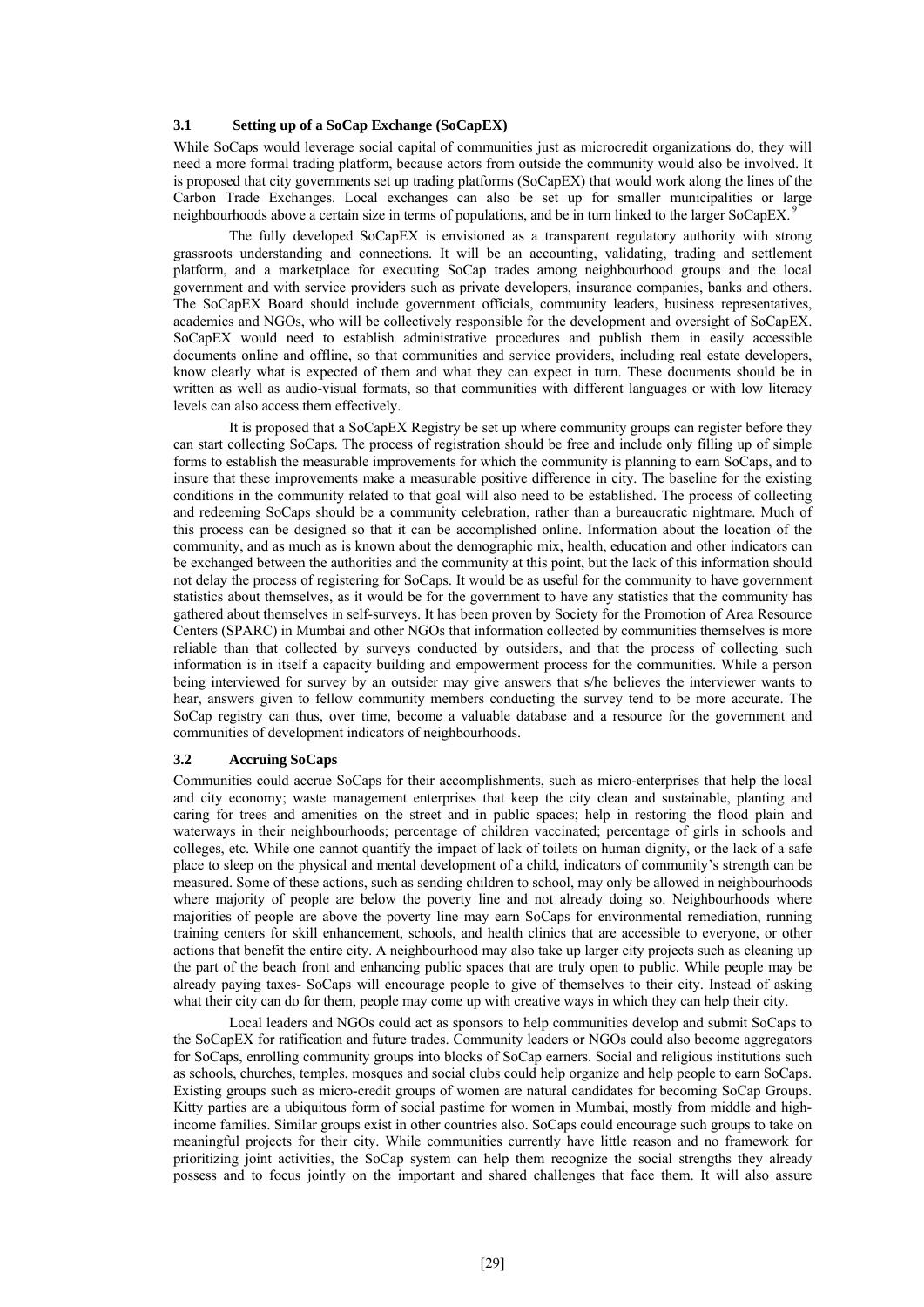### 3.1 Setting up of a SoCap Exchange (SoCapEX)

While SoCaps would leverage social capital of communities just as microcredit organizations do, they will need a more formal trading platform, because actors from outside the community would also be involved. It is proposed that city governments set up trading platforms (SoCapEX) that would work along the lines of the Carbon Trade Exchanges. Local exchanges can also be set up for smaller municipalities or large neighbourhoods above a certain size in terms of populations, and be in turn linked to the larger SoCapEX.[9]

The fully developed SoCapEX is envisioned as a transparent regulatory authority with strong grassroots understanding and connections. It will be an accounting, validating, trading and settlement platform, and a marketplace for executing SoCap trades among neighbourhood groups and the local government and with service providers such as private developers, insurance companies, banks and others. The SoCapEX Board should include government officials, community leaders, business representatives, academics and NGOs, who will be collectively responsible for the development and oversight of SoCapEX. SoCapEX would need to establish administrative procedures and publish them in easily accessible documents online and offline, so that communities and service providers, including real estate developers, know clearly what is expected of them and what they can expect in turn. These documents should be in written as well as audio-visual formats, so that communities with different languages or with low literacy levels can also access them effectively.

It is proposed that a SoCapEX Registry be set up where community groups can register before they can start collecting SoCaps. The process of registration should be free and include only filling up of simple forms to establish the measurable improvements for which the community is planning to earn SoCaps, and to insure that these improvements make a measurable positive difference in city. The baseline for the existing conditions in the community related to that goal will also need to be established. The process of collecting and redeeming SoCaps should be a community celebration, rather than a bureaucratic nightmare. Much of this process can be designed so that it can be accomplished online. Information about the location of the community, and as much as is known about the demographic mix, health, education and other indicators can be exchanged between the authorities and the community at this point, but the lack of this information should not delay the process of registering for SoCaps. It would be as useful for the community to have government statistics about themselves, as it would be for the government to have any statistics that the community has gathered about themselves in self-surveys. It has been proven by Society for the Promotion of Area Resource Centers (SPARC) in Mumbai and other NGOs that information collected by communities themselves is more reliable than that collected by surveys conducted by outsiders, and that the process of collecting such information is in itself a capacity building and empowerment process for the communities. While a person being interviewed for survey by an outsider may give answers that s/he believes the interviewer wants to hear, answers given to fellow community members conducting the survey tend to be more accurate. The SoCap registry can thus, over time, become a valuable database and a resource for the government and communities of development indicators of neighbourhoods.

### 3.2 Accruing SoCaps

Communities could accrue SoCaps for their accomplishments, such as micro-enterprises that help the local and city economy; waste management enterprises that keep the city clean and sustainable, planting and caring for trees and amenities on the street and in public spaces; help in restoring the flood plain and waterways in their neighbourhoods; percentage of children vaccinated; percentage of girls in schools and colleges, etc. While one cannot quantify the impact of lack of toilets on human dignity, or the lack of a safe place to sleep on the physical and mental development of a child, indicators of community's strength can be measured. Some of these actions, such as sending children to school, may only be allowed in neighbourhoods where majority of people are below the poverty line and not already doing so. Neighbourhoods where majorities of people are above the poverty line may earn SoCaps for environmental remediation, running training centers for skill enhancement, schools, and health clinics that are accessible to everyone, or other actions that benefit the entire city. A neighbourhood may also take up larger city projects such as cleaning up the part of the beach front and enhancing public spaces that are truly open to public. While people may be already paying taxes- SoCaps will encourage people to give of themselves to their city. Instead of asking what their city can do for them, people may come up with creative ways in which they can help their city.

Local leaders and NGOs could act as sponsors to help communities develop and submit SoCaps to the SoCapEX for ratification and future trades. Community leaders or NGOs could also become aggregators for SoCaps, enrolling community groups into blocks of SoCap earners. Social and religious institutions such as schools, churches, temples, mosques and social clubs could help organize and help people to earn SoCaps. Existing groups such as micro-credit groups of women are natural candidates for becoming SoCap Groups. Kitty parties are a ubiquitous form of social pastime for women in Mumbai, mostly from middle and high-income families. Similar groups exist in other countries also. SoCaps could encourage such groups to take on meaningful projects for their city. While communities currently have little reason and no framework for prioritizing joint activities, the SoCap system can help them recognize the social strengths they already possess and to focus jointly on the important and shared challenges that face them. It will also assure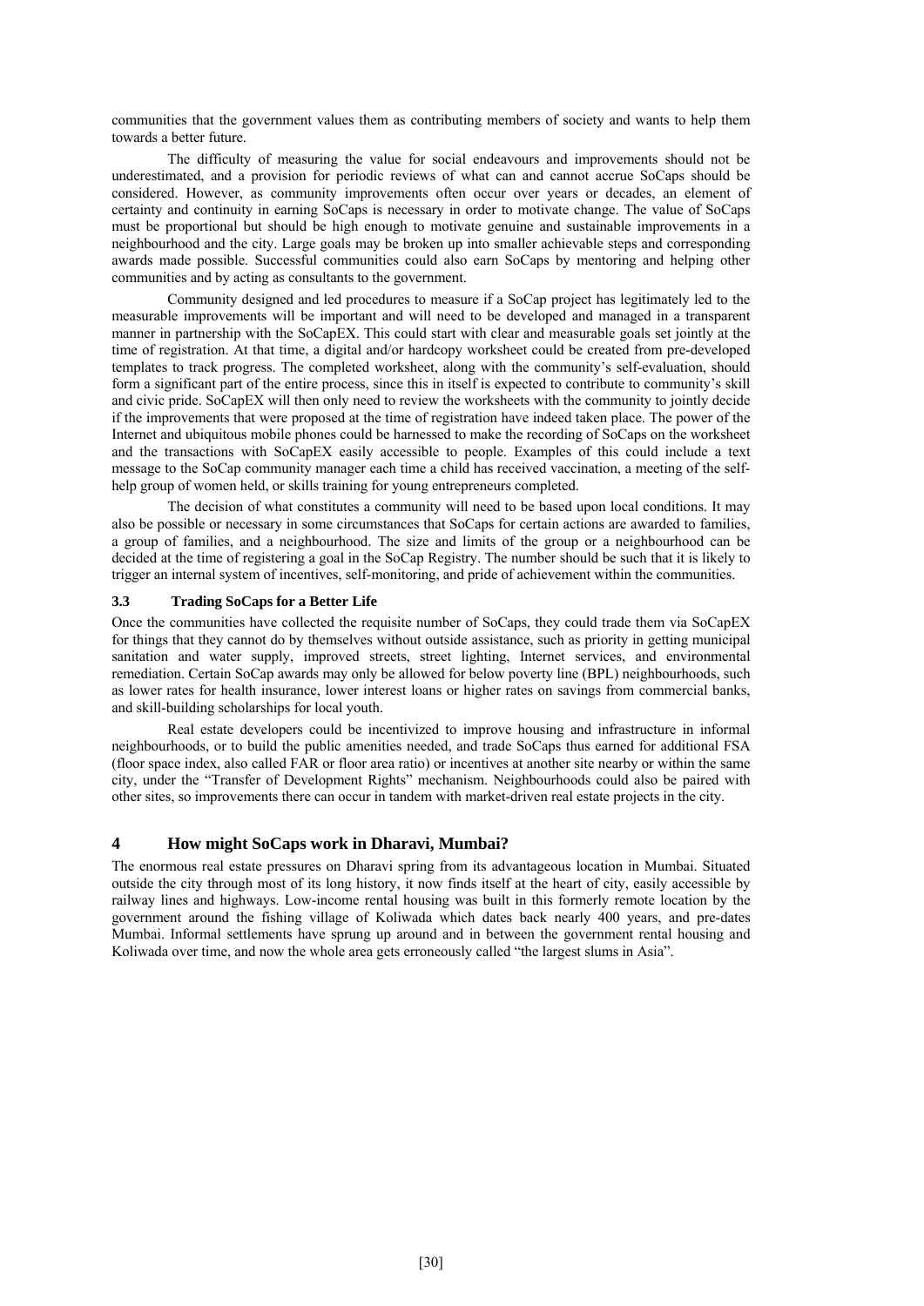communities that the government values them as contributing members of society and wants to help them towards a better future.

The difficulty of measuring the value for social endeavours and improvements should not be underestimated, and a provision for periodic reviews of what can and cannot accrue SoCaps should be considered. However, as community improvements often occur over years or decades, an element of certainty and continuity in earning SoCaps is necessary in order to motivate change. The value of SoCaps must be proportional but should be high enough to motivate genuine and sustainable improvements in a neighbourhood and the city. Large goals may be broken up into smaller achievable steps and corresponding awards made possible. Successful communities could also earn SoCaps by mentoring and helping other communities and by acting as consultants to the government.

Community designed and led procedures to measure if a SoCap project has legitimately led to the measurable improvements will be important and will need to be developed and managed in a transparent manner in partnership with the SoCapEX. This could start with clear and measurable goals set jointly at the time of registration. At that time, a digital and/or hardcopy worksheet could be created from pre-developed templates to track progress. The completed worksheet, along with the community's self-evaluation, should form a significant part of the entire process, since this in itself is expected to contribute to community's skill and civic pride. SoCapEX will then only need to review the worksheets with the community to jointly decide if the improvements that were proposed at the time of registration have indeed taken place. The power of the Internet and ubiquitous mobile phones could be harnessed to make the recording of SoCaps on the worksheet and the transactions with SoCapEX easily accessible to people. Examples of this could include a text message to the SoCap community manager each time a child has received vaccination, a meeting of the self-help group of women held, or skills training for young entrepreneurs completed.

The decision of what constitutes a community will need to be based upon local conditions. It may also be possible or necessary in some circumstances that SoCaps for certain actions are awarded to families, a group of families, and a neighbourhood. The size and limits of the group or a neighbourhood can be decided at the time of registering a goal in the SoCap Registry. The number should be such that it is likely to trigger an internal system of incentives, self-monitoring, and pride of achievement within the communities.

### 3.3 Trading SoCaps for a Better Life

Once the communities have collected the requisite number of SoCaps, they could trade them via SoCapEX for things that they cannot do by themselves without outside assistance, such as priority in getting municipal sanitation and water supply, improved streets, street lighting, Internet services, and environmental remediation. Certain SoCap awards may only be allowed for below poverty line (BPL) neighbourhoods, such as lower rates for health insurance, lower interest loans or higher rates on savings from commercial banks, and skill-building scholarships for local youth.

Real estate developers could be incentivized to improve housing and infrastructure in informal neighbourhoods, or to build the public amenities needed, and trade SoCaps thus earned for additional FSA (floor space index, also called FAR or floor area ratio) or incentives at another site nearby or within the same city, under the "Transfer of Development Rights" mechanism. Neighbourhoods could also be paired with other sites, so improvements there can occur in tandem with market-driven real estate projects in the city.

## 4 How might SoCaps work in Dharavi, Mumbai?

The enormous real estate pressures on Dharavi spring from its advantageous location in Mumbai. Situated outside the city through most of its long history, it now finds itself at the heart of city, easily accessible by railway lines and highways. Low-income rental housing was built in this formerly remote location by the government around the fishing village of Koliwada which dates back nearly 400 years, and pre-dates Mumbai. Informal settlements have sprung up around and in between the government rental housing and Koliwada over time, and now the whole area gets erroneously called "the largest slums in Asia".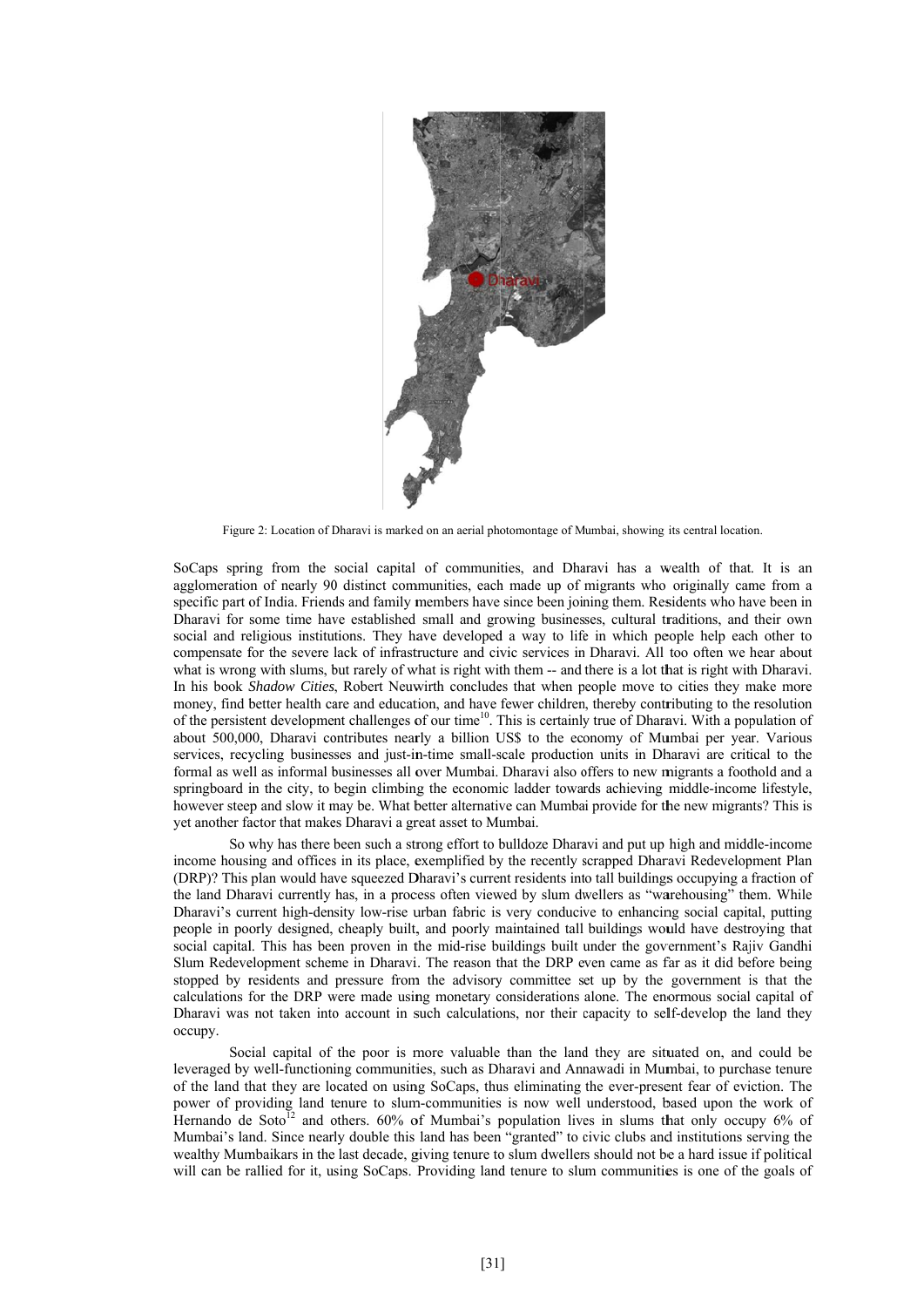Figure 2: Location of Dharavi is marked on an aerial photomontage of Mumbai, showing its central location.

SoCaps spring from the social capital of communities, and Dharavi has a wealth of that. It is an agglomeration of nearly 90 distinct communities, each made up of migrants who originally came from a specific part of India. Friends and family members have since been joining them. Residents who have been in Dharavi for some time have established small and growing businesses, cultural traditions, and their own social and religious institutions. They have developed a way to life in which people help each other to compensate for the severe lack of infrastructure and civic services in Dharavi. All too often we hear about what is wrong with slums, but rarely of what is right with them -- and there is a lot that is right with Dharavi. In his book *Shadow Cities*, Robert Neuwirth concludes that when people move to cities they make more money, find better health care and education, and have fewer children, thereby contributing to the resolution of the persistent development challenges of our time[10]. This is certainly true of Dharavi. With a population of about 500,000, Dharavi contributes nearly a billion US$ to the economy of Mumbai per year. Various services, recycling businesses and just-in-time small-scale production units in Dharavi are critical to the formal as well as informal businesses all over Mumbai. Dharavi also offers to new migrants a foothold and a springboard in the city, to begin climbing the economic ladder towards achieving middle-income lifestyle, however steep and slow it may be. What better alternative can Mumbai provide for the new migrants? This is yet another factor that makes Dharavi a great asset to Mumbai.

So why has there been such a strong effort to bulldoze Dharavi and put up high and middle-income income housing and offices in its place, exemplified by the recently scrapped Dharavi Redevelopment Plan (DRP)? This plan would have squeezed Dharavi's current residents into tall buildings occupying a fraction of the land Dharavi currently has, in a process often viewed by slum dwellers as "warehousing" them. While Dharavi's current high-density low-rise urban fabric is very conducive to enhancing social capital, putting people in poorly designed, cheaply built, and poorly maintained tall buildings would have destroying that social capital. This has been proven in the mid-rise buildings built under the government's Rajiv Gandhi Slum Redevelopment scheme in Dharavi. The reason that the DRP even came as far as it did before being stopped by residents and pressure from the advisory committee set up by the government is that the calculations for the DRP were made using monetary considerations alone. The enormous social capital of Dharavi was not taken into account in such calculations, nor their capacity to self-develop the land they occupy.

Social capital of the poor is more valuable than the land they are situated on, and could be leveraged by well-functioning communities, such as Dharavi and Annawadi in Mumbai, to purchase tenure of the land that they are located on using SoCaps, thus eliminating the ever-present fear of eviction. The power of providing land tenure to slum-communities is now well understood, based upon the work of Hernando de Soto[12] and others. 60% of Mumbai's population lives in slums that only occupy 6% of Mumbai's land. Since nearly double this land has been "granted" to civic clubs and institutions serving the wealthy Mumbaikars in the last decade, giving tenure to slum dwellers should not be a hard issue if political will can be rallied for it, using SoCaps. Providing land tenure to slum communities is one of the goals of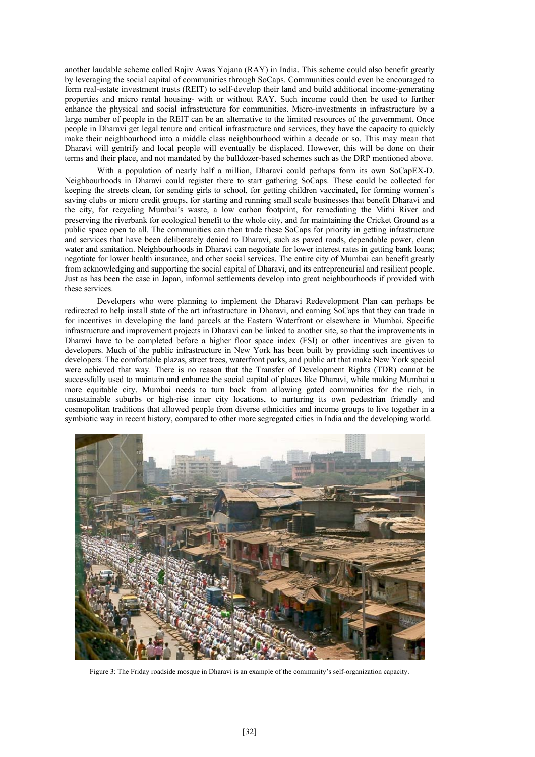another laudable scheme called Rajiv Awas Yojana (RAY) in India. This scheme could also benefit greatly by leveraging the social capital of communities through SoCaps. Communities could even be encouraged to form real-estate investment trusts (REIT) to self-develop their land and build additional income-generating properties and micro rental housing- with or without RAY. Such income could then be used to further enhance the physical and social infrastructure for communities. Micro-investments in infrastructure by a large number of people in the REIT can be an alternative to the limited resources of the government. Once people in Dharavi get legal tenure and critical infrastructure and services, they have the capacity to quickly make their neighbourhood into a middle class neighbourhood within a decade or so. This may mean that Dharavi will gentrify and local people will eventually be displaced. However, this will be done on their terms and their place, and not mandated by the bulldozer-based schemes such as the DRP mentioned above.

With a population of nearly half a million, Dharavi could perhaps form its own SoCapEX-D. Neighbourhoods in Dharavi could register there to start gathering SoCaps. These could be collected for keeping the streets clean, for sending girls to school, for getting children vaccinated, for forming women's saving clubs or micro credit groups, for starting and running small scale businesses that benefit Dharavi and the city, for recycling Mumbai's waste, a low carbon footprint, for remediating the Mithi River and preserving the riverbank for ecological benefit to the whole city, and for maintaining the Cricket Ground as a public space open to all. The communities can then trade these SoCaps for priority in getting infrastructure and services that have been deliberately denied to Dharavi, such as paved roads, dependable power, clean water and sanitation. Neighbourhoods in Dharavi can negotiate for lower interest rates in getting bank loans; negotiate for lower health insurance, and other social services. The entire city of Mumbai can benefit greatly from acknowledging and supporting the social capital of Dharavi, and its entrepreneurial and resilient people. Just as has been the case in Japan, informal settlements develop into great neighbourhoods if provided with these services.

Developers who were planning to implement the Dharavi Redevelopment Plan can perhaps be redirected to help install state of the art infrastructure in Dharavi, and earning SoCaps that they can trade in for incentives in developing the land parcels at the Eastern Waterfront or elsewhere in Mumbai. Specific infrastructure and improvement projects in Dharavi can be linked to another site, so that the improvements in Dharavi have to be completed before a higher floor space index (FSI) or other incentives are given to developers. Much of the public infrastructure in New York has been built by providing such incentives to developers. The comfortable plazas, street trees, waterfront parks, and public art that make New York special were achieved that way. There is no reason that the Transfer of Development Rights (TDR) cannot be successfully used to maintain and enhance the social capital of places like Dharavi, while making Mumbai a more equitable city. Mumbai needs to turn back from allowing gated communities for the rich, in unsustainable suburbs or high-rise inner city locations, to nurturing its own pedestrian friendly and cosmopolitan traditions that allowed people from diverse ethnicities and income groups to live together in a symbiotic way in recent history, compared to other more segregated cities in India and the developing world.

Figure 3: The Friday roadside mosque in Dharavi is an example of the community's self-organization capacity.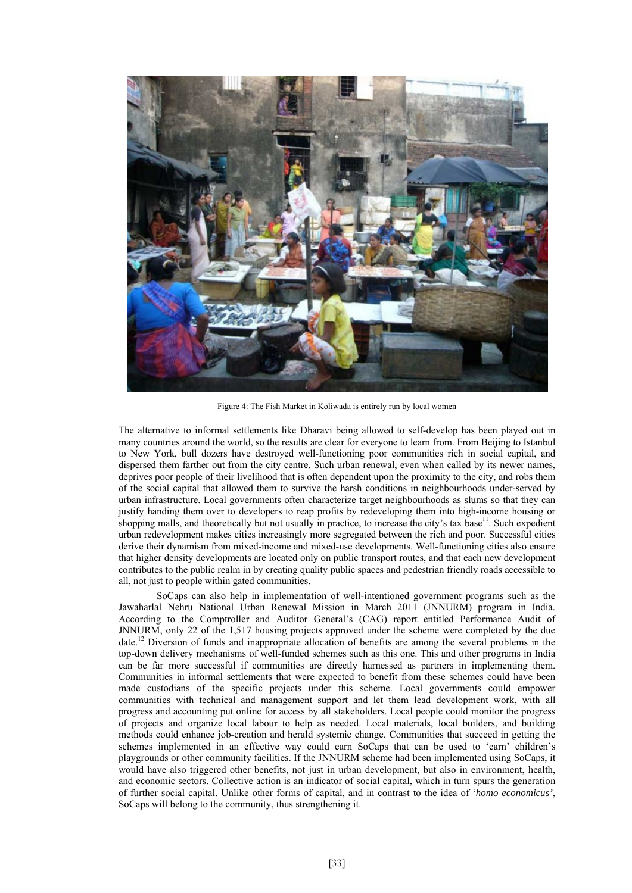Figure 4: The Fish Market in Koliwada is entirely run by local women

The alternative to informal settlements like Dharavi being allowed to self-develop has been played out in many countries around the world, so the results are clear for everyone to learn from. From Beijing to Istanbul to New York, bull dozers have destroyed well-functioning poor communities rich in social capital, and dispersed them farther out from the city centre. Such urban renewal, even when called by its newer names, deprives poor people of their livelihood that is often dependent upon the proximity to the city, and robs them of the social capital that allowed them to survive the harsh conditions in neighbourhoods under-served by urban infrastructure. Local governments often characterize target neighbourhoods as slums so that they can justify handing them over to developers to reap profits by redeveloping them into high-income housing or shopping malls, and theoretically but not usually in practice, to increase the city's tax base[11]. Such expedient urban redevelopment makes cities increasingly more segregated between the rich and poor. Successful cities derive their dynamism from mixed-income and mixed-use developments. Well-functioning cities also ensure that higher density developments are located only on public transport routes, and that each new development contributes to the public realm in by creating quality public spaces and pedestrian friendly roads accessible to all, not just to people within gated communities.

SoCaps can also help in implementation of well-intentioned government programs such as the Jawaharlal Nehru National Urban Renewal Mission in March 2011 (JNNURM) program in India. According to the Comptroller and Auditor General's (CAG) report entitled Performance Audit of JNNURM, only 22 of the 1,517 housing projects approved under the scheme were completed by the due date.[12] Diversion of funds and inappropriate allocation of benefits are among the several problems in the top-down delivery mechanisms of well-funded schemes such as this one. This and other programs in India can be far more successful if communities are directly harnessed as partners in implementing them. Communities in informal settlements that were expected to benefit from these schemes could have been made custodians of the specific projects under this scheme. Local governments could empower communities with technical and management support and let them lead development work, with all progress and accounting put online for access by all stakeholders. Local people could monitor the progress of projects and organize local labour to help as needed. Local materials, local builders, and building methods could enhance job-creation and herald systemic change. Communities that succeed in getting the schemes implemented in an effective way could earn SoCaps that can be used to 'earn' children's playgrounds or other community facilities. If the JNNURM scheme had been implemented using SoCaps, it would have also triggered other benefits, not just in urban development, but also in environment, health, and economic sectors. Collective action is an indicator of social capital, which in turn spurs the generation of further social capital. Unlike other forms of capital, and in contrast to the idea of '*homo economicus'*, SoCaps will belong to the community, thus strengthening it.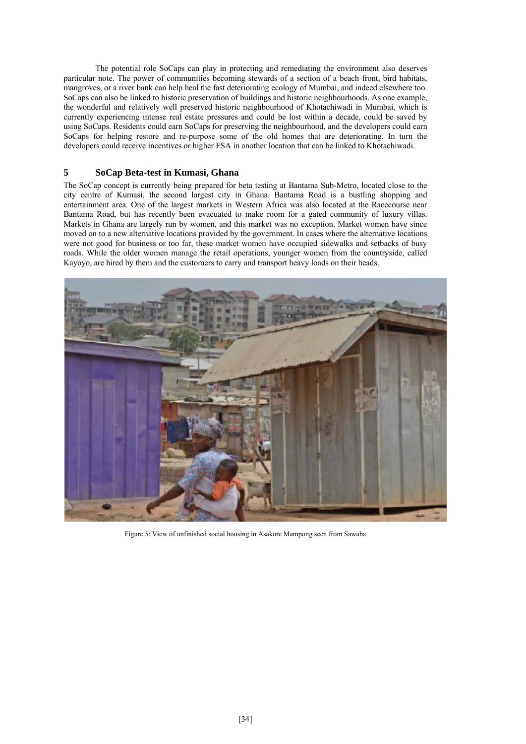The potential role SoCaps can play in protecting and remediating the environment also deserves particular note. The power of communities becoming stewards of a section of a beach front, bird habitats, mangroves, or a river bank can help heal the fast deteriorating ecology of Mumbai, and indeed elsewhere too. SoCaps can also be linked to historic preservation of buildings and historic neighbourhoods. As one example, the wonderful and relatively well preserved historic neighbourhood of Khotachiwadi in Mumbai, which is currently experiencing intense real estate pressures and could be lost within a decade, could be saved by using SoCaps. Residents could earn SoCaps for preserving the neighbourhood, and the developers could earn SoCaps for helping restore and re-purpose some of the old homes that are deteriorating. In turn the developers could receive incentives or higher FSA in another location that can be linked to Khotachiwadi.

## 5 SoCap Beta-test in Kumasi, Ghana

The SoCap concept is currently being prepared for beta testing at Bantama Sub-Metro, located close to the city centre of Kumasi, the second largest city in Ghana. Bantama Road is a bustling shopping and entertainment area. One of the largest markets in Western Africa was also located at the Racecourse near Bantama Road, but has recently been evacuated to make room for a gated community of luxury villas. Markets in Ghana are largely run by women, and this market was no exception. Market women have since moved on to a new alternative locations provided by the government. In cases where the alternative locations were not good for business or too far, these market women have occupied sidewalks and setbacks of busy roads. While the older women manage the retail operations, younger women from the countryside, called Kayoyo, are hired by them and the customers to carry and transport heavy loads on their heads.

Figure 5: View of unfinished social housing in Asakore Mampong seen from Sawaba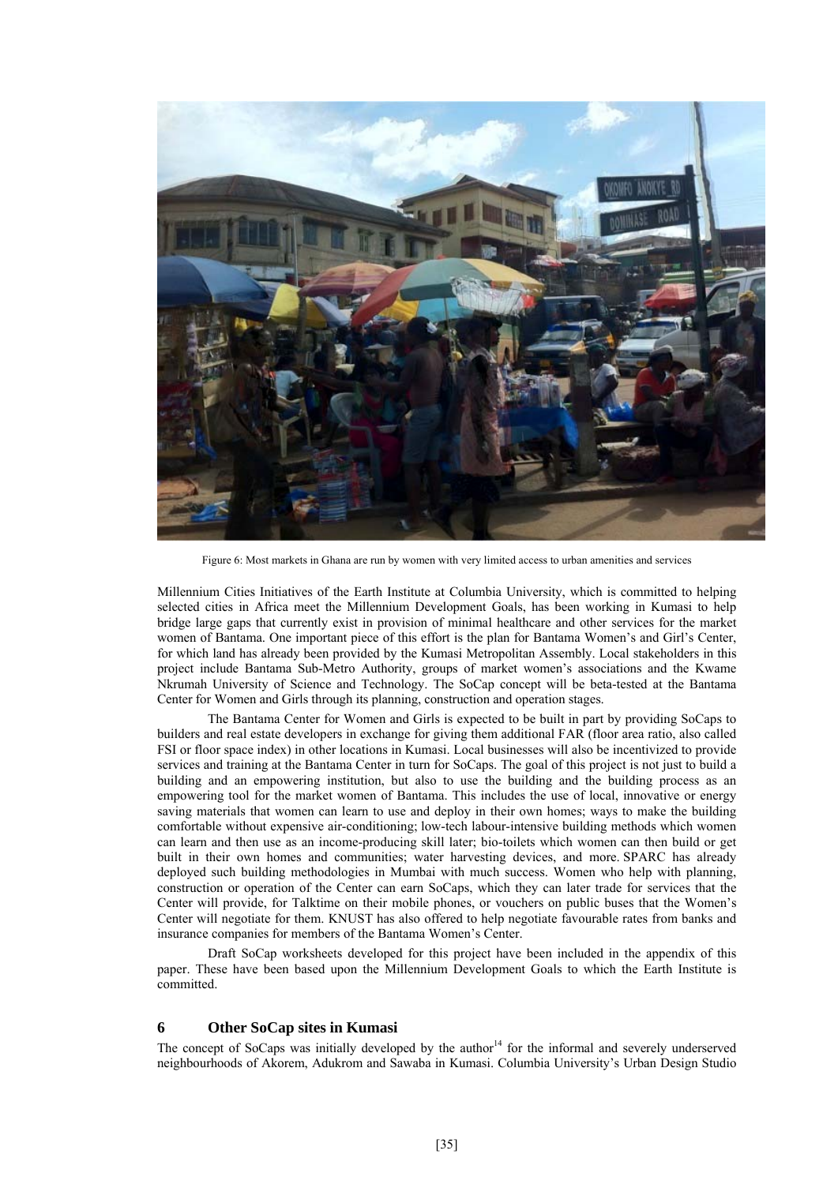Figure 6: Most markets in Ghana are run by women with very limited access to urban amenities and services

Millennium Cities Initiatives of the Earth Institute at Columbia University, which is committed to helping selected cities in Africa meet the Millennium Development Goals, has been working in Kumasi to help bridge large gaps that currently exist in provision of minimal healthcare and other services for the market women of Bantama. One important piece of this effort is the plan for Bantama Women's and Girl's Center, for which land has already been provided by the Kumasi Metropolitan Assembly. Local stakeholders in this project include Bantama Sub-Metro Authority, groups of market women's associations and the Kwame Nkrumah University of Science and Technology. The SoCap concept will be beta-tested at the Bantama Center for Women and Girls through its planning, construction and operation stages.

The Bantama Center for Women and Girls is expected to be built in part by providing SoCaps to builders and real estate developers in exchange for giving them additional FAR (floor area ratio, also called FSI or floor space index) in other locations in Kumasi. Local businesses will also be incentivized to provide services and training at the Bantama Center in turn for SoCaps. The goal of this project is not just to build a building and an empowering institution, but also to use the building and the building process as an empowering tool for the market women of Bantama. This includes the use of local, innovative or energy saving materials that women can learn to use and deploy in their own homes; ways to make the building comfortable without expensive air-conditioning; low-tech labour-intensive building methods which women can learn and then use as an income-producing skill later; bio-toilets which women can then build or get built in their own homes and communities; water harvesting devices, and more. SPARC has already deployed such building methodologies in Mumbai with much success. Women who help with planning, construction or operation of the Center can earn SoCaps, which they can later trade for services that the Center will provide, for Talktime on their mobile phones, or vouchers on public buses that the Women's Center will negotiate for them. KNUST has also offered to help negotiate favourable rates from banks and insurance companies for members of the Bantama Women's Center.

Draft SoCap worksheets developed for this project have been included in the appendix of this paper. These have been based upon the Millennium Development Goals to which the Earth Institute is committed.

## 6 Other SoCap sites in Kumasi

The concept of SoCaps was initially developed by the author[14] for the informal and severely underserved neighbourhoods of Akorem, Adukrom and Sawaba in Kumasi. Columbia University's Urban Design Studio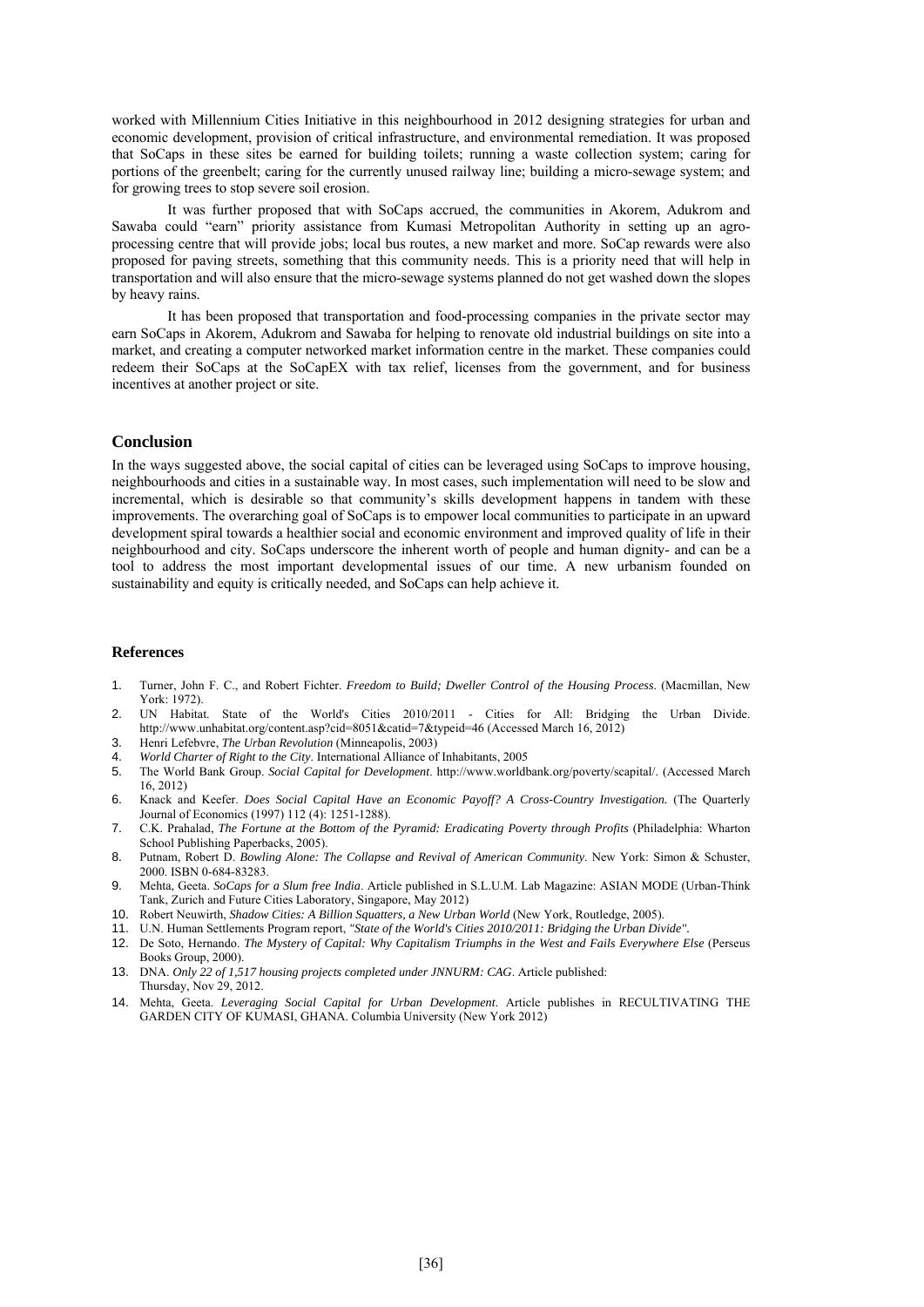worked with Millennium Cities Initiative in this neighbourhood in 2012 designing strategies for urban and economic development, provision of critical infrastructure, and environmental remediation. It was proposed that SoCaps in these sites be earned for building toilets; running a waste collection system; caring for portions of the greenbelt; caring for the currently unused railway line; building a micro-sewage system; and for growing trees to stop severe soil erosion.

It was further proposed that with SoCaps accrued, the communities in Akorem, Adukrom and Sawaba could "earn" priority assistance from Kumasi Metropolitan Authority in setting up an agro-processing centre that will provide jobs; local bus routes, a new market and more. SoCap rewards were also proposed for paving streets, something that this community needs. This is a priority need that will help in transportation and will also ensure that the micro-sewage systems planned do not get washed down the slopes by heavy rains.

It has been proposed that transportation and food-processing companies in the private sector may earn SoCaps in Akorem, Adukrom and Sawaba for helping to renovate old industrial buildings on site into a market, and creating a computer networked market information centre in the market. These companies could redeem their SoCaps at the SoCapEX with tax relief, licenses from the government, and for business incentives at another project or site.

## Conclusion

In the ways suggested above, the social capital of cities can be leveraged using SoCaps to improve housing, neighbourhoods and cities in a sustainable way. In most cases, such implementation will need to be slow and incremental, which is desirable so that community's skills development happens in tandem with these improvements. The overarching goal of SoCaps is to empower local communities to participate in an upward development spiral towards a healthier social and economic environment and improved quality of life in their neighbourhood and city. SoCaps underscore the inherent worth of people and human dignity- and can be a tool to address the most important developmental issues of our time. A new urbanism founded on sustainability and equity is critically needed, and SoCaps can help achieve it.

### References

1. Turner, John F. C., and Robert Fichter. *Freedom to Build; Dweller Control of the Housing Process*. (Macmillan, New York: 1972).
2. UN Habitat. State of the World's Cities 2010/2011 - Cities for All: Bridging the Urban Divide. http://www.unhabitat.org/content.asp?cid=8051&catid=7&typeid=46 (Accessed March 16, 2012)
3. Henri Lefebvre, *The Urban Revolution* (Minneapolis, 2003)
4. *World Charter of Right to the City*. International Alliance of Inhabitants, 2005
5. The World Bank Group. *Social Capital for Development*. http://www.worldbank.org/poverty/scapital/. (Accessed March 16, 2012)
6. Knack and Keefer. *Does Social Capital Have an Economic Payoff? A Cross-Country Investigation.* (The Quarterly Journal of Economics (1997) 112 (4): 1251-1288).
7. C.K. Prahalad, *The Fortune at the Bottom of the Pyramid: Eradicating Poverty through Profits* (Philadelphia: Wharton School Publishing Paperbacks, 2005).
8. Putnam, Robert D. *Bowling Alone: The Collapse and Revival of American Community*. New York: Simon & Schuster, 2000. ISBN 0-684-83283.
9. Mehta, Geeta. *SoCaps for a Slum free India*. Article published in S.L.U.M. Lab Magazine: ASIAN MODE (Urban-Think Tank, Zurich and Future Cities Laboratory, Singapore, May 2012)
10. Robert Neuwirth, *Shadow Cities: A Billion Squatters, a New Urban World* (New York, Routledge, 2005).
11. U.N. Human Settlements Program report, *"State of the World's Cities 2010/2011: Bridging the Urban Divide".*
12. De Soto, Hernando. *The Mystery of Capital: Why Capitalism Triumphs in the West and Fails Everywhere Else* (Perseus Books Group, 2000).
13. DNA. *Only 22 of 1,517 housing projects completed under JNNURM: CAG*. Article published: Thursday, Nov 29, 2012.
14. Mehta, Geeta. *Leveraging Social Capital for Urban Development*. Article publishes in RECULTIVATING THE GARDEN CITY OF KUMASI, GHANA. Columbia University (New York 2012)